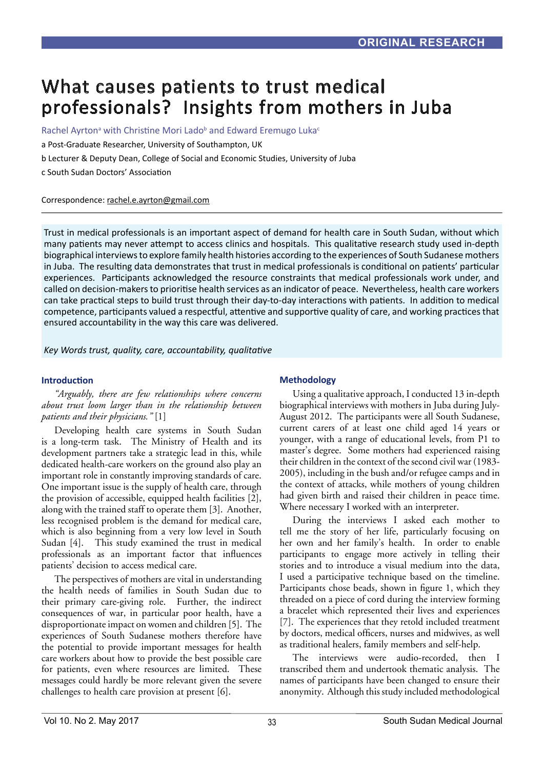ORIGINAL RESEARCH

# What causes patients to trust medical professionals? Insights from mothers in Juba

Rachel Ayrton[a] with Christine Mori Lado[b] and Edward Eremugo Luka[c]

a Post-Graduate Researcher, University of Southampton, UK

b Lecturer & Deputy Dean, College of Social and Economic Studies, University of Juba

c South Sudan Doctors' Association

Correspondence: rachel.e.ayrton@gmail.com

Trust in medical professionals is an important aspect of demand for health care in South Sudan, without which many patients may never attempt to access clinics and hospitals. This qualitative research study used in-depth biographical interviews to explore family health histories according to the experiences of South Sudanese mothers in Juba. The resulting data demonstrates that trust in medical professionals is conditional on patients' particular experiences. Participants acknowledged the resource constraints that medical professionals work under, and called on decision-makers to prioritise health services as an indicator of peace. Nevertheless, health care workers can take practical steps to build trust through their day-to-day interactions with patients. In addition to medical competence, participants valued a respectful, attentive and supportive quality of care, and working practices that ensured accountability in the way this care was delivered.

*Key Words trust, quality, care, accountability, qualitative*

## Introduction

*"Arguably, there are few relationships where concerns about trust loom larger than in the relationship between patients and their physicians."* [1]

Developing health care systems in South Sudan is a long-term task. The Ministry of Health and its development partners take a strategic lead in this, while dedicated health-care workers on the ground also play an important role in constantly improving standards of care. One important issue is the supply of health care, through the provision of accessible, equipped health facilities [2], along with the trained staff to operate them [3]. Another, less recognised problem is the demand for medical care, which is also beginning from a very low level in South Sudan [4]. This study examined the trust in medical professionals as an important factor that influences patients' decision to access medical care.

The perspectives of mothers are vital in understanding the health needs of families in South Sudan due to their primary care-giving role. Further, the indirect consequences of war, in particular poor health, have a disproportionate impact on women and children [5]. The experiences of South Sudanese mothers therefore have the potential to provide important messages for health care workers about how to provide the best possible care for patients, even where resources are limited. These messages could hardly be more relevant given the severe challenges to health care provision at present [6].

## Methodology

Using a qualitative approach, I conducted 13 in-depth biographical interviews with mothers in Juba during July-August 2012. The participants were all South Sudanese, current carers of at least one child aged 14 years or younger, with a range of educational levels, from P1 to master's degree. Some mothers had experienced raising their children in the context of the second civil war (1983-2005), including in the bush and/or refugee camps and in the context of attacks, while mothers of young children had given birth and raised their children in peace time. Where necessary I worked with an interpreter.

During the interviews I asked each mother to tell me the story of her life, particularly focusing on her own and her family's health. In order to enable participants to engage more actively in telling their stories and to introduce a visual medium into the data, I used a participative technique based on the timeline. Participants chose beads, shown in figure 1, which they threaded on a piece of cord during the interview forming a bracelet which represented their lives and experiences [7]. The experiences that they retold included treatment by doctors, medical officers, nurses and midwives, as well as traditional healers, family members and self-help.

The interviews were audio-recorded, then I transcribed them and undertook thematic analysis. The names of participants have been changed to ensure their anonymity. Although this study included methodological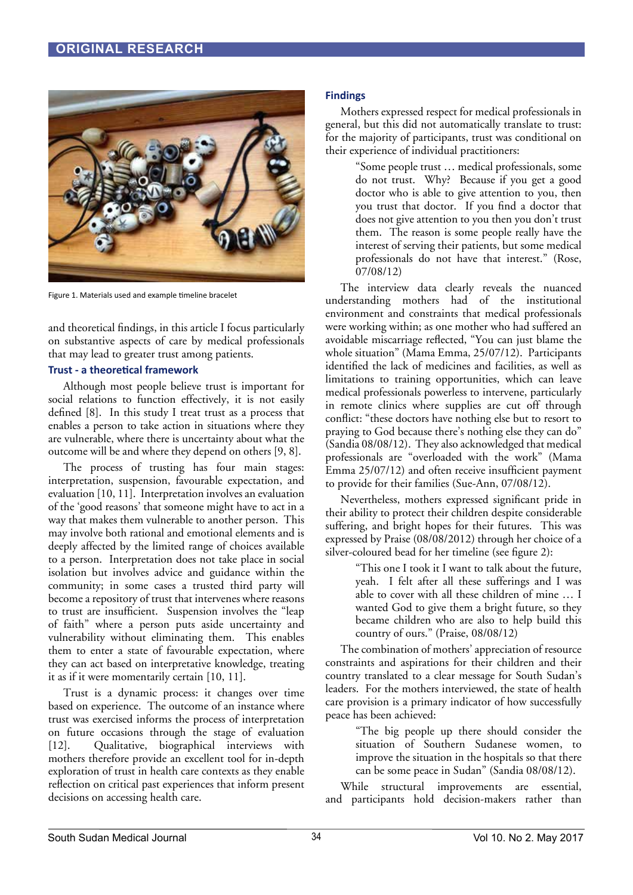Figure 1. Materials used and example timeline bracelet

and theoretical findings, in this article I focus particularly on substantive aspects of care by medical professionals that may lead to greater trust among patients.

### Trust - a theoretical framework

Although most people believe trust is important for social relations to function effectively, it is not easily defined [8]. In this study I treat trust as a process that enables a person to take action in situations where they are vulnerable, where there is uncertainty about what the outcome will be and where they depend on others [9, 8].

The process of trusting has four main stages: interpretation, suspension, favourable expectation, and evaluation [10, 11]. Interpretation involves an evaluation of the 'good reasons' that someone might have to act in a way that makes them vulnerable to another person. This may involve both rational and emotional elements and is deeply affected by the limited range of choices available to a person. Interpretation does not take place in social isolation but involves advice and guidance within the community; in some cases a trusted third party will become a repository of trust that intervenes where reasons to trust are insufficient. Suspension involves the "leap of faith" where a person puts aside uncertainty and vulnerability without eliminating them. This enables them to enter a state of favourable expectation, where they can act based on interpretative knowledge, treating it as if it were momentarily certain [10, 11].

Trust is a dynamic process: it changes over time based on experience. The outcome of an instance where trust was exercised informs the process of interpretation on future occasions through the stage of evaluation [12]. Qualitative, biographical interviews with mothers therefore provide an excellent tool for in-depth exploration of trust in health care contexts as they enable reflection on critical past experiences that inform present decisions on accessing health care.

### Findings

Mothers expressed respect for medical professionals in general, but this did not automatically translate to trust: for the majority of participants, trust was conditional on their experience of individual practitioners:

> "Some people trust … medical professionals, some do not trust. Why? Because if you get a good doctor who is able to give attention to you, then you trust that doctor. If you find a doctor that does not give attention to you then you don't trust them. The reason is some people really have the interest of serving their patients, but some medical professionals do not have that interest." (Rose, 07/08/12)

The interview data clearly reveals the nuanced understanding mothers had of the institutional environment and constraints that medical professionals were working within; as one mother who had suffered an avoidable miscarriage reflected, "You can just blame the whole situation" (Mama Emma, 25/07/12). Participants identified the lack of medicines and facilities, as well as limitations to training opportunities, which can leave medical professionals powerless to intervene, particularly in remote clinics where supplies are cut off through conflict: "these doctors have nothing else but to resort to praying to God because there's nothing else they can do" (Sandia 08/08/12). They also acknowledged that medical professionals are "overloaded with the work" (Mama Emma 25/07/12) and often receive insufficient payment to provide for their families (Sue-Ann, 07/08/12).

Nevertheless, mothers expressed significant pride in their ability to protect their children despite considerable suffering, and bright hopes for their futures. This was expressed by Praise (08/08/2012) through her choice of a silver-coloured bead for her timeline (see figure 2):

> "This one I took it I want to talk about the future, yeah. I felt after all these sufferings and I was able to cover with all these children of mine … I wanted God to give them a bright future, so they became children who are also to help build this country of ours." (Praise, 08/08/12)

The combination of mothers' appreciation of resource constraints and aspirations for their children and their country translated to a clear message for South Sudan's leaders. For the mothers interviewed, the state of health care provision is a primary indicator of how successfully peace has been achieved:

> "The big people up there should consider the situation of Southern Sudanese women, to improve the situation in the hospitals so that there can be some peace in Sudan" (Sandia 08/08/12).

While structural improvements are essential, and participants hold decision-makers rather than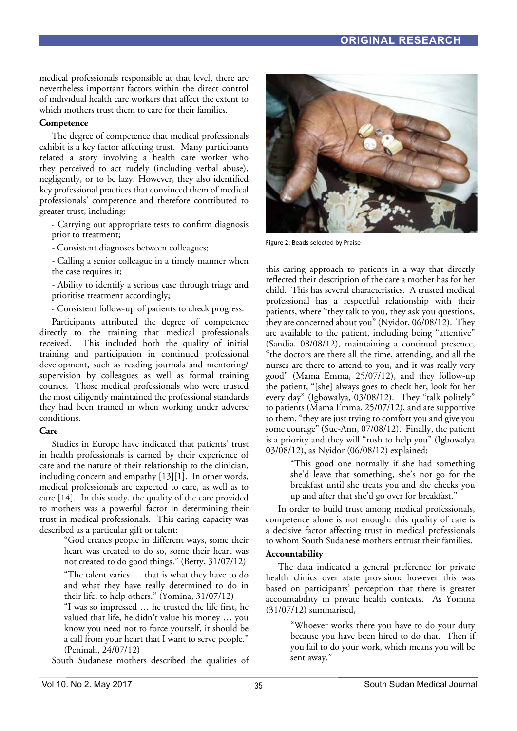medical professionals responsible at that level, there are nevertheless important factors within the direct control of individual health care workers that affect the extent to which mothers trust them to care for their families.

**Competence**

The degree of competence that medical professionals exhibit is a key factor affecting trust. Many participants related a story involving a health care worker who they perceived to act rudely (including verbal abuse), negligently, or to be lazy. However, they also identified key professional practices that convinced them of medical professionals' competence and therefore contributed to greater trust, including:

- Carrying out appropriate tests to confirm diagnosis prior to treatment;
- Consistent diagnoses between colleagues;
- Calling a senior colleague in a timely manner when the case requires it;
- Ability to identify a serious case through triage and prioritise treatment accordingly;
- Consistent follow-up of patients to check progress.

Participants attributed the degree of competence directly to the training that medical professionals received. This included both the quality of initial training and participation in continued professional development, such as reading journals and mentoring/supervision by colleagues as well as formal training courses. Those medical professionals who were trusted the most diligently maintained the professional standards they had been trained in when working under adverse conditions.

**Care**

Studies in Europe have indicated that patients' trust in health professionals is earned by their experience of care and the nature of their relationship to the clinician, including concern and empathy [13][1]. In other words, medical professionals are expected to care, as well as to cure [14]. In this study, the quality of the care provided to mothers was a powerful factor in determining their trust in medical professionals. This caring capacity was described as a particular gift or talent:

> "God creates people in different ways, some their heart was created to do so, some their heart was not created to do good things." (Betty, 31/07/12)
>
> "The talent varies … that is what they have to do and what they have really determined to do in their life, to help others." (Yomina, 31/07/12)
>
> "I was so impressed … he trusted the life first, he valued that life, he didn't value his money … you know you need not to force yourself, it should be a call from your heart that I want to serve people." (Peninah, 24/07/12)

South Sudanese mothers described the qualities of

Figure 2: Beads selected by Praise

this caring approach to patients in a way that directly reflected their description of the care a mother has for her child. This has several characteristics. A trusted medical professional has a respectful relationship with their patients, where "they talk to you, they ask you questions, they are concerned about you" (Nyidor, 06/08/12). They are available to the patient, including being "attentive" (Sandia, 08/08/12), maintaining a continual presence, "the doctors are there all the time, attending, and all the nurses are there to attend to you, and it was really very good" (Mama Emma, 25/07/12), and they follow-up the patient, "[she] always goes to check her, look for her every day" (Igbowalya, 03/08/12). They "talk politely" to patients (Mama Emma, 25/07/12), and are supportive to them, "they are just trying to comfort you and give you some courage" (Sue-Ann, 07/08/12). Finally, the patient is a priority and they will "rush to help you" (Igbowalya 03/08/12), as Nyidor (06/08/12) explained:

> "This good one normally if she had something she'd leave that something, she's not go for the breakfast until she treats you and she checks you up and after that she'd go over for breakfast."

In order to build trust among medical professionals, competence alone is not enough: this quality of care is a decisive factor affecting trust in medical professionals to whom South Sudanese mothers entrust their families.

**Accountability**

The data indicated a general preference for private health clinics over state provision; however this was based on participants' perception that there is greater accountability in private health contexts. As Yomina (31/07/12) summarised,

> "Whoever works there you have to do your duty because you have been hired to do that. Then if you fail to do your work, which means you will be sent away."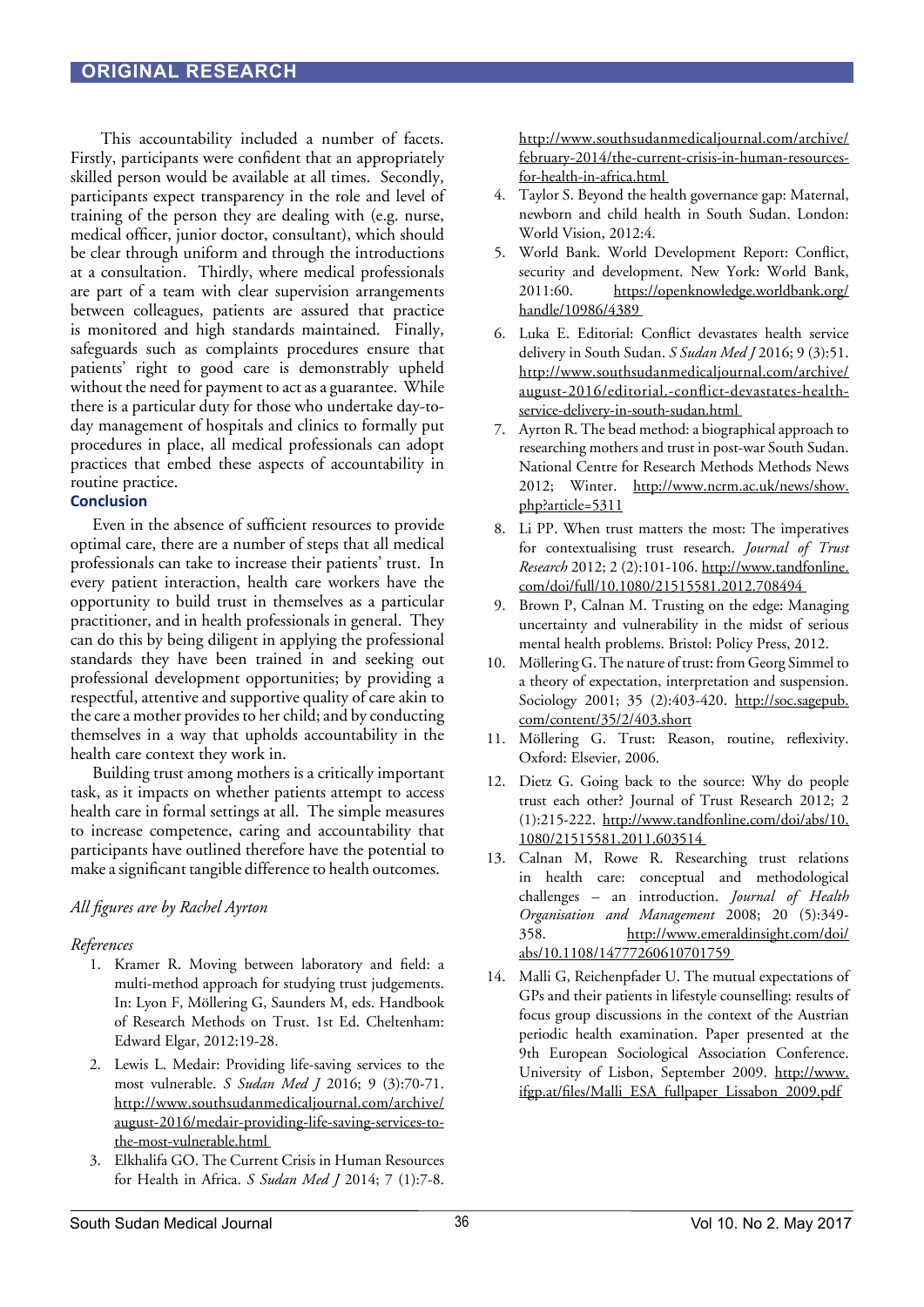This accountability included a number of facets. Firstly, participants were confident that an appropriately skilled person would be available at all times. Secondly, participants expect transparency in the role and level of training of the person they are dealing with (e.g. nurse, medical officer, junior doctor, consultant), which should be clear through uniform and through the introductions at a consultation. Thirdly, where medical professionals are part of a team with clear supervision arrangements between colleagues, patients are assured that practice is monitored and high standards maintained. Finally, safeguards such as complaints procedures ensure that patients' right to good care is demonstrably upheld without the need for payment to act as a guarantee. While there is a particular duty for those who undertake day-to-day management of hospitals and clinics to formally put procedures in place, all medical professionals can adopt practices that embed these aspects of accountability in routine practice.

## Conclusion

Even in the absence of sufficient resources to provide optimal care, there are a number of steps that all medical professionals can take to increase their patients' trust. In every patient interaction, health care workers have the opportunity to build trust in themselves as a particular practitioner, and in health professionals in general. They can do this by being diligent in applying the professional standards they have been trained in and seeking out professional development opportunities; by providing a respectful, attentive and supportive quality of care akin to the care a mother provides to her child; and by conducting themselves in a way that upholds accountability in the health care context they work in.

Building trust among mothers is a critically important task, as it impacts on whether patients attempt to access health care in formal settings at all. The simple measures to increase competence, caring and accountability that participants have outlined therefore have the potential to make a significant tangible difference to health outcomes.

*All figures are by Rachel Ayrton*

*References*

1. Kramer R. Moving between laboratory and field: a multi-method approach for studying trust judgements. In: Lyon F, Möllering G, Saunders M, eds. Handbook of Research Methods on Trust. 1st Ed. Cheltenham: Edward Elgar, 2012:19-28.
2. Lewis L. Medair: Providing life-saving services to the most vulnerable. *S Sudan Med J* 2016; 9 (3):70-71. http://www.southsudanmedicaljournal.com/archive/august-2016/medair-providing-life-saving-services-to-the-most-vulnerable.html
3. Elkhalifa GO. The Current Crisis in Human Resources for Health in Africa. *S Sudan Med J* 2014; 7 (1):7-8. http://www.southsudanmedicaljournal.com/archive/february-2014/the-current-crisis-in-human-resources-for-health-in-africa.html
4. Taylor S. Beyond the health governance gap: Maternal, newborn and child health in South Sudan. London: World Vision, 2012:4.
5. World Bank. World Development Report: Conflict, security and development. New York: World Bank, 2011:60. https://openknowledge.worldbank.org/handle/10986/4389
6. Luka E. Editorial: Conflict devastates health service delivery in South Sudan. *S Sudan Med J* 2016; 9 (3):51. http://www.southsudanmedicaljournal.com/archive/august-2016/editorial.-conflict-devastates-health-service-delivery-in-south-sudan.html
7. Ayrton R. The bead method: a biographical approach to researching mothers and trust in post-war South Sudan. National Centre for Research Methods Methods News 2012; Winter. http://www.ncrm.ac.uk/news/show.php?article=5311
8. Li PP. When trust matters the most: The imperatives for contextualising trust research. *Journal of Trust Research* 2012; 2 (2):101-106. http://www.tandfonline.com/doi/full/10.1080/21515581.2012.708494
9. Brown P, Calnan M. Trusting on the edge: Managing uncertainty and vulnerability in the midst of serious mental health problems. Bristol: Policy Press, 2012.
10. Möllering G. The nature of trust: from Georg Simmel to a theory of expectation, interpretation and suspension. Sociology 2001; 35 (2):403-420. http://soc.sagepub.com/content/35/2/403.short
11. Möllering G. Trust: Reason, routine, reflexivity. Oxford: Elsevier, 2006.
12. Dietz G. Going back to the source: Why do people trust each other? Journal of Trust Research 2012; 2 (1):215-222. http://www.tandfonline.com/doi/abs/10.1080/21515581.2011.603514
13. Calnan M, Rowe R. Researching trust relations in health care: conceptual and methodological challenges – an introduction. *Journal of Health Organisation and Management* 2008; 20 (5):349-358. http://www.emeraldinsight.com/doi/abs/10.1108/14777260610701759
14. Malli G, Reichenpfader U. The mutual expectations of GPs and their patients in lifestyle counselling: results of focus group discussions in the context of the Austrian periodic health examination. Paper presented at the 9th European Sociological Association Conference. University of Lisbon, September 2009. http://www.ifgp.at/files/Malli_ESA_fullpaper_Lissabon_2009.pdf